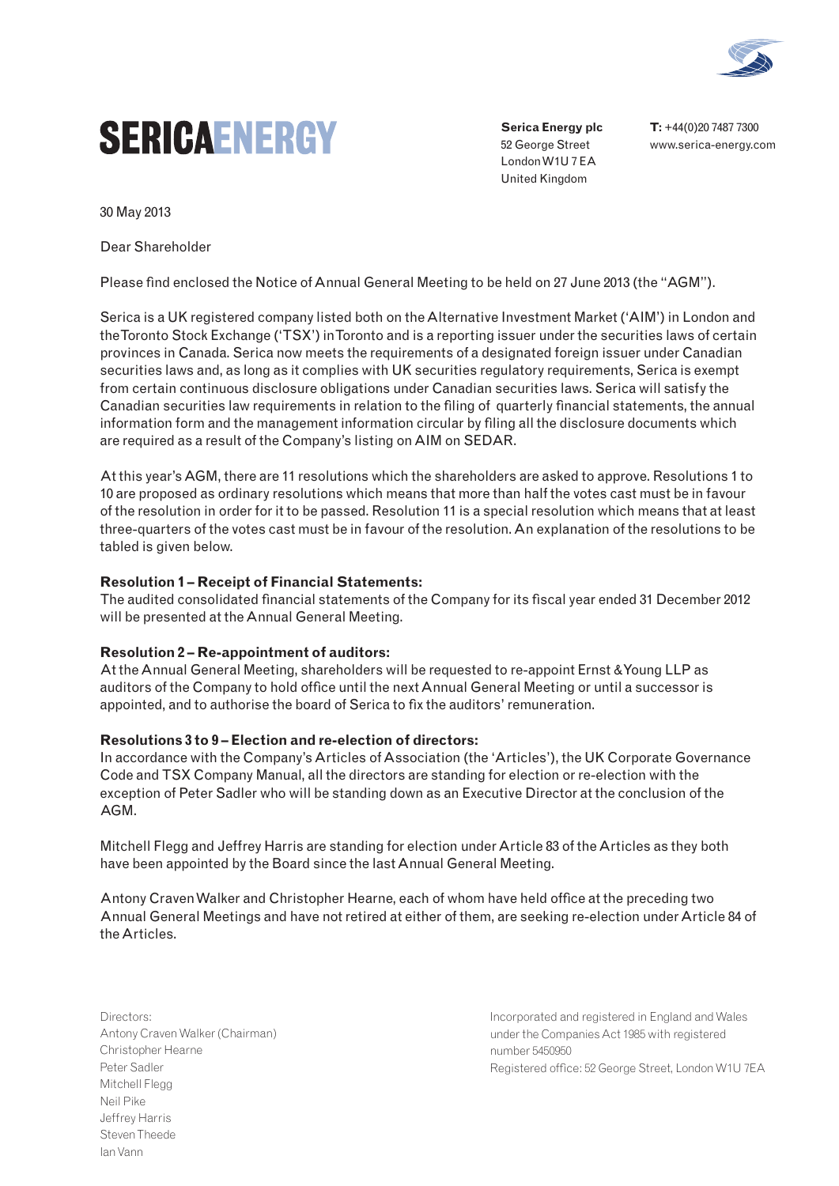# SERICA ENERGY

**Serica Energy plc**
52 George Street
London W1U 7EA
United Kingdom

**T:** +44(0)20 7487 7300
www.serica-energy.com

30 May 2013

Dear Shareholder

Please find enclosed the Notice of Annual General Meeting to be held on 27 June 2013 (the "AGM").

Serica is a UK registered company listed both on the Alternative Investment Market ('AIM') in London and the Toronto Stock Exchange ('TSX') in Toronto and is a reporting issuer under the securities laws of certain provinces in Canada. Serica now meets the requirements of a designated foreign issuer under Canadian securities laws and, as long as it complies with UK securities regulatory requirements, Serica is exempt from certain continuous disclosure obligations under Canadian securities laws. Serica will satisfy the Canadian securities law requirements in relation to the filing of quarterly financial statements, the annual information form and the management information circular by filing all the disclosure documents which are required as a result of the Company's listing on AIM on SEDAR.

At this year's AGM, there are 11 resolutions which the shareholders are asked to approve. Resolutions 1 to 10 are proposed as ordinary resolutions which means that more than half the votes cast must be in favour of the resolution in order for it to be passed. Resolution 11 is a special resolution which means that at least three-quarters of the votes cast must be in favour of the resolution. An explanation of the resolutions to be tabled is given below.

**Resolution 1 – Receipt of Financial Statements:**
The audited consolidated financial statements of the Company for its fiscal year ended 31 December 2012 will be presented at the Annual General Meeting.

**Resolution 2 – Re-appointment of auditors:**
At the Annual General Meeting, shareholders will be requested to re-appoint Ernst & Young LLP as auditors of the Company to hold office until the next Annual General Meeting or until a successor is appointed, and to authorise the board of Serica to fix the auditors' remuneration.

**Resolutions 3 to 9 – Election and re-election of directors:**
In accordance with the Company's Articles of Association (the 'Articles'), the UK Corporate Governance Code and TSX Company Manual, all the directors are standing for election or re-election with the exception of Peter Sadler who will be standing down as an Executive Director at the conclusion of the AGM.

Mitchell Flegg and Jeffrey Harris are standing for election under Article 83 of the Articles as they both have been appointed by the Board since the last Annual General Meeting.

Antony Craven Walker and Christopher Hearne, each of whom have held office at the preceding two Annual General Meetings and have not retired at either of them, are seeking re-election under Article 84 of the Articles.

Directors:
Antony Craven Walker (Chairman)
Christopher Hearne
Peter Sadler
Mitchell Flegg
Neil Pike
Jeffrey Harris
Steven Theede
Ian Vann

Incorporated and registered in England and Wales under the Companies Act 1985 with registered number 5450950
Registered office: 52 George Street, London W1U 7EA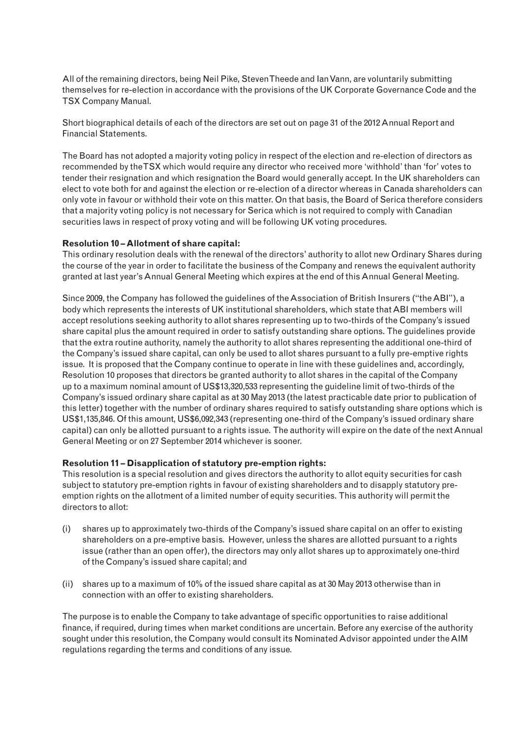All of the remaining directors, being Neil Pike, Steven Theede and Ian Vann, are voluntarily submitting themselves for re-election in accordance with the provisions of the UK Corporate Governance Code and the TSX Company Manual.

Short biographical details of each of the directors are set out on page 31 of the 2012 Annual Report and Financial Statements.

The Board has not adopted a majority voting policy in respect of the election and re-election of directors as recommended by the TSX which would require any director who received more 'withhold' than 'for' votes to tender their resignation and which resignation the Board would generally accept. In the UK shareholders can elect to vote both for and against the election or re-election of a director whereas in Canada shareholders can only vote in favour or withhold their vote on this matter. On that basis, the Board of Serica therefore considers that a majority voting policy is not necessary for Serica which is not required to comply with Canadian securities laws in respect of proxy voting and will be following UK voting procedures.

**Resolution 10 – Allotment of share capital:**
This ordinary resolution deals with the renewal of the directors' authority to allot new Ordinary Shares during the course of the year in order to facilitate the business of the Company and renews the equivalent authority granted at last year's Annual General Meeting which expires at the end of this Annual General Meeting.

Since 2009, the Company has followed the guidelines of the Association of British Insurers ("the ABI"), a body which represents the interests of UK institutional shareholders, which state that ABI members will accept resolutions seeking authority to allot shares representing up to two-thirds of the Company's issued share capital plus the amount required in order to satisfy outstanding share options. The guidelines provide that the extra routine authority, namely the authority to allot shares representing the additional one-third of the Company's issued share capital, can only be used to allot shares pursuant to a fully pre-emptive rights issue. It is proposed that the Company continue to operate in line with these guidelines and, accordingly, Resolution 10 proposes that directors be granted authority to allot shares in the capital of the Company up to a maximum nominal amount of US$13,320,533 representing the guideline limit of two-thirds of the Company's issued ordinary share capital as at 30 May 2013 (the latest practicable date prior to publication of this letter) together with the number of ordinary shares required to satisfy outstanding share options which is US$1,135,846. Of this amount, US$6,092,343 (representing one-third of the Company's issued ordinary share capital) can only be allotted pursuant to a rights issue. The authority will expire on the date of the next Annual General Meeting or on 27 September 2014 whichever is sooner.

**Resolution 11 – Disapplication of statutory pre-emption rights:**
This resolution is a special resolution and gives directors the authority to allot equity securities for cash subject to statutory pre-emption rights in favour of existing shareholders and to disapply statutory pre-emption rights on the allotment of a limited number of equity securities. This authority will permit the directors to allot:

(i) shares up to approximately two-thirds of the Company's issued share capital on an offer to existing shareholders on a pre-emptive basis. However, unless the shares are allotted pursuant to a rights issue (rather than an open offer), the directors may only allot shares up to approximately one-third of the Company's issued share capital; and

(ii) shares up to a maximum of 10% of the issued share capital as at 30 May 2013 otherwise than in connection with an offer to existing shareholders.

The purpose is to enable the Company to take advantage of specific opportunities to raise additional finance, if required, during times when market conditions are uncertain. Before any exercise of the authority sought under this resolution, the Company would consult its Nominated Advisor appointed under the AIM regulations regarding the terms and conditions of any issue.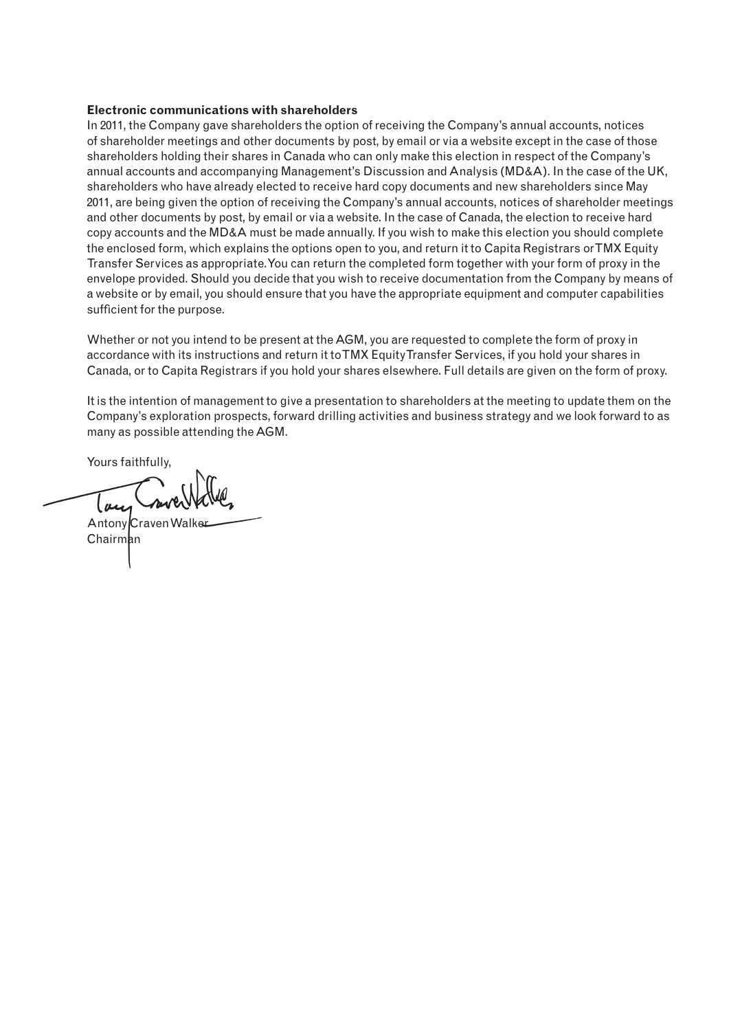**Electronic communications with shareholders**

In 2011, the Company gave shareholders the option of receiving the Company's annual accounts, notices of shareholder meetings and other documents by post, by email or via a website except in the case of those shareholders holding their shares in Canada who can only make this election in respect of the Company's annual accounts and accompanying Management's Discussion and Analysis (MD&A). In the case of the UK, shareholders who have already elected to receive hard copy documents and new shareholders since May 2011, are being given the option of receiving the Company's annual accounts, notices of shareholder meetings and other documents by post, by email or via a website. In the case of Canada, the election to receive hard copy accounts and the MD&A must be made annually. If you wish to make this election you should complete the enclosed form, which explains the options open to you, and return it to Capita Registrars or TMX Equity Transfer Services as appropriate. You can return the completed form together with your form of proxy in the envelope provided. Should you decide that you wish to receive documentation from the Company by means of a website or by email, you should ensure that you have the appropriate equipment and computer capabilities sufficient for the purpose.

Whether or not you intend to be present at the AGM, you are requested to complete the form of proxy in accordance with its instructions and return it to TMX Equity Transfer Services, if you hold your shares in Canada, or to Capita Registrars if you hold your shares elsewhere. Full details are given on the form of proxy.

It is the intention of management to give a presentation to shareholders at the meeting to update them on the Company's exploration prospects, forward drilling activities and business strategy and we look forward to as many as possible attending the AGM.

Yours faithfully,

Antony Craven Walker
Chairman